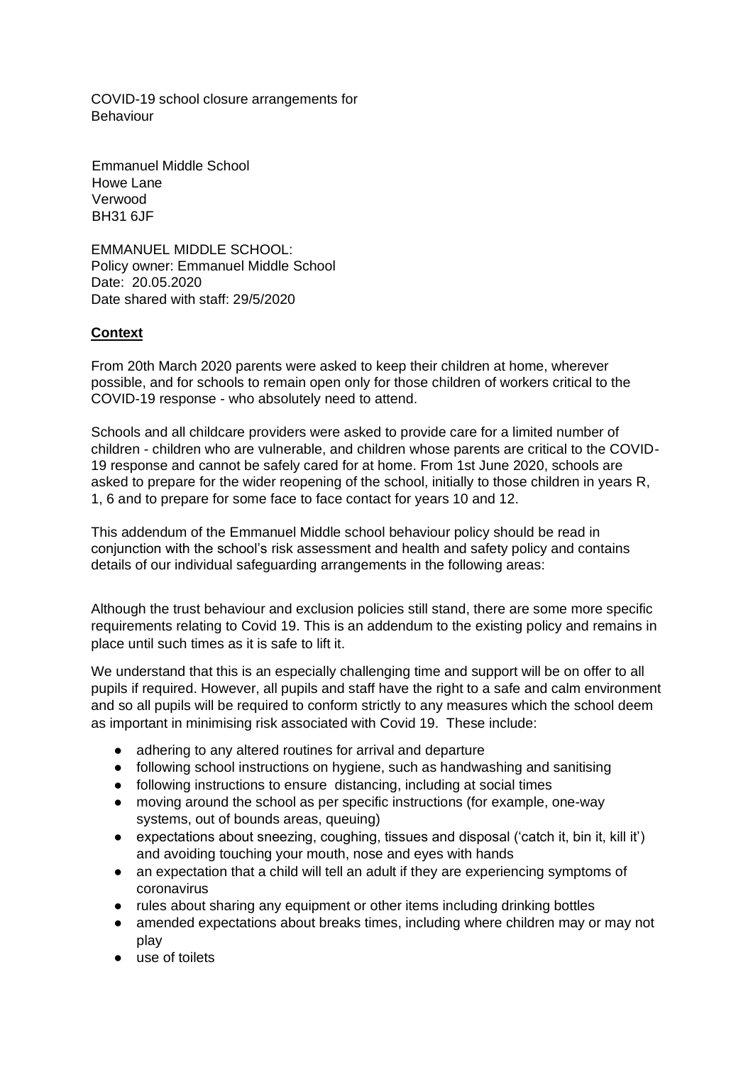COVID-19 school closure arrangements for Behaviour

Emmanuel Middle School
Howe Lane
Verwood
BH31 6JF

EMMANUEL MIDDLE SCHOOL:
Policy owner: Emmanuel Middle School
Date: 20.05.2020
Date shared with staff: 29/5/2020

## **Context**

From 20th March 2020 parents were asked to keep their children at home, wherever possible, and for schools to remain open only for those children of workers critical to the COVID-19 response - who absolutely need to attend.

Schools and all childcare providers were asked to provide care for a limited number of children - children who are vulnerable, and children whose parents are critical to the COVID-19 response and cannot be safely cared for at home. From 1st June 2020, schools are asked to prepare for the wider reopening of the school, initially to those children in years R, 1, 6 and to prepare for some face to face contact for years 10 and 12.

This addendum of the Emmanuel Middle school behaviour policy should be read in conjunction with the school's risk assessment and health and safety policy and contains details of our individual safeguarding arrangements in the following areas:

Although the trust behaviour and exclusion policies still stand, there are some more specific requirements relating to Covid 19. This is an addendum to the existing policy and remains in place until such times as it is safe to lift it.

We understand that this is an especially challenging time and support will be on offer to all pupils if required. However, all pupils and staff have the right to a safe and calm environment and so all pupils will be required to conform strictly to any measures which the school deem as important in minimising risk associated with Covid 19. These include:

- adhering to any altered routines for arrival and departure
- following school instructions on hygiene, such as handwashing and sanitising
- following instructions to ensure distancing, including at social times
- moving around the school as per specific instructions (for example, one-way systems, out of bounds areas, queuing)
- expectations about sneezing, coughing, tissues and disposal ('catch it, bin it, kill it') and avoiding touching your mouth, nose and eyes with hands
- an expectation that a child will tell an adult if they are experiencing symptoms of coronavirus
- rules about sharing any equipment or other items including drinking bottles
- amended expectations about breaks times, including where children may or may not play
- use of toilets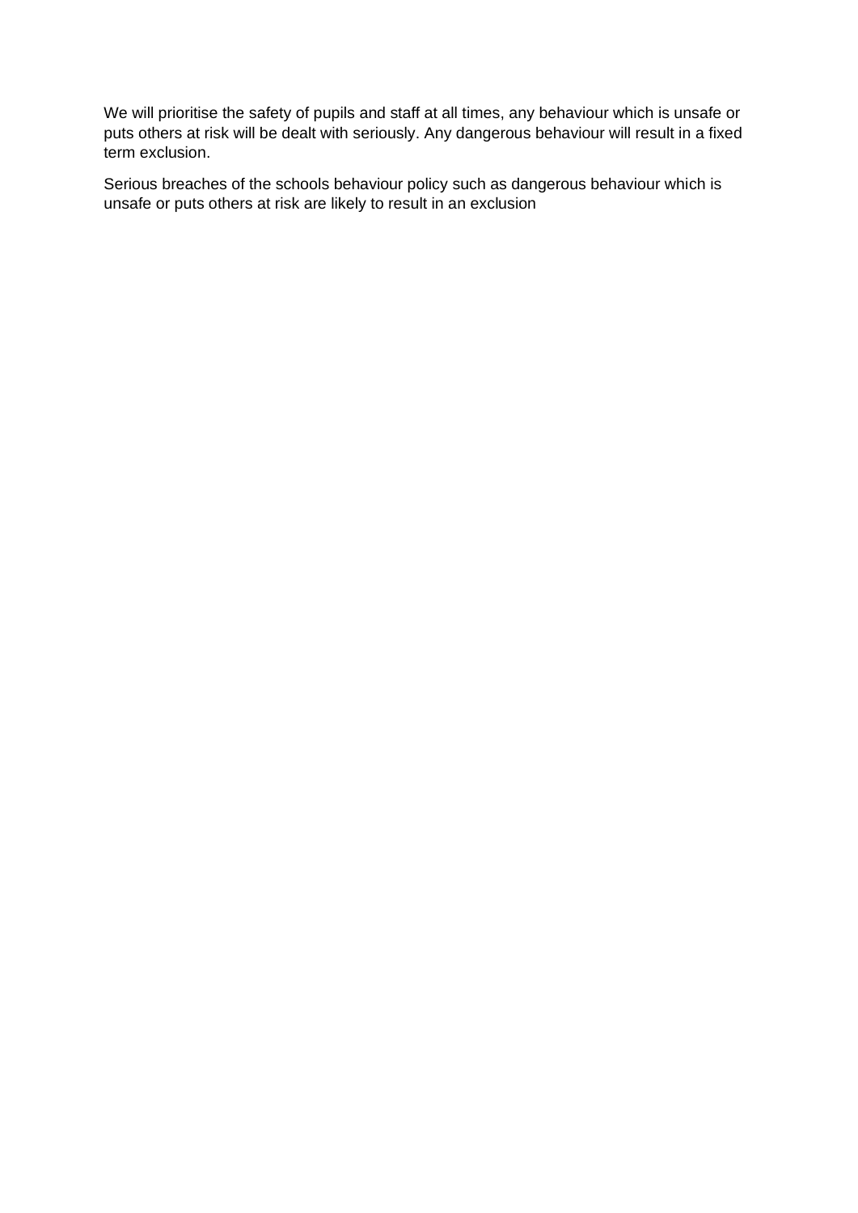We will prioritise the safety of pupils and staff at all times, any behaviour which is unsafe or puts others at risk will be dealt with seriously. Any dangerous behaviour will result in a fixed term exclusion.

Serious breaches of the schools behaviour policy such as dangerous behaviour which is unsafe or puts others at risk are likely to result in an exclusion